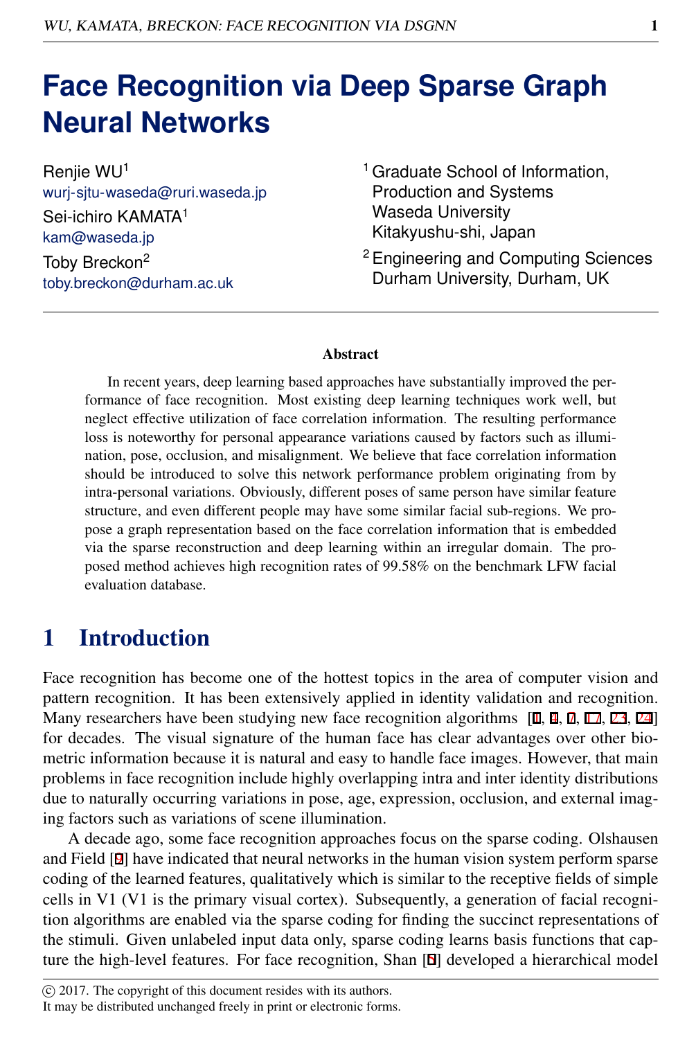# Face Recognition via Deep Sparse Graph Neural Networks

Renjie WU[1]
wurj-sjtu-waseda@ruri.waseda.jp

Sei-ichiro KAMATA[1]
kam@waseda.jp

Toby Breckon[2]
toby.breckon@durham.ac.uk

[1] Graduate School of Information, Production and Systems
Waseda University
Kitakyushu-shi, Japan

[2] Engineering and Computing Sciences
Durham University, Durham, UK

### Abstract

In recent years, deep learning based approaches have substantially improved the performance of face recognition. Most existing deep learning techniques work well, but neglect effective utilization of face correlation information. The resulting performance loss is noteworthy for personal appearance variations caused by factors such as illumination, pose, occlusion, and misalignment. We believe that face correlation information should be introduced to solve this network performance problem originating from by intra-personal variations. Obviously, different poses of same person have similar feature structure, and even different people may have some similar facial sub-regions. We propose a graph representation based on the face correlation information that is embedded via the sparse reconstruction and deep learning within an irregular domain. The proposed method achieves high recognition rates of 99.58% on the benchmark LFW facial evaluation database.

## 1 Introduction

Face recognition has become one of the hottest topics in the area of computer vision and pattern recognition. It has been extensively applied in identity validation and recognition. Many researchers have been studying new face recognition algorithms [1, 4, 7, 17, 23, 24] for decades. The visual signature of the human face has clear advantages over other biometric information because it is natural and easy to handle face images. However, that main problems in face recognition include highly overlapping intra and inter identity distributions due to naturally occurring variations in pose, age, expression, occlusion, and external imaging factors such as variations of scene illumination.

A decade ago, some face recognition approaches focus on the sparse coding. Olshausen and Field [9] have indicated that neural networks in the human vision system perform sparse coding of the learned features, qualitatively which is similar to the receptive fields of simple cells in V1 (V1 is the primary visual cortex). Subsequently, a generation of facial recognition algorithms are enabled via the sparse coding for finding the succinct representations of the stimuli. Given unlabeled input data only, sparse coding learns basis functions that capture the high-level features. For face recognition, Shan [5] developed a hierarchical model

© 2017. The copyright of this document resides with its authors.
It may be distributed unchanged freely in print or electronic forms.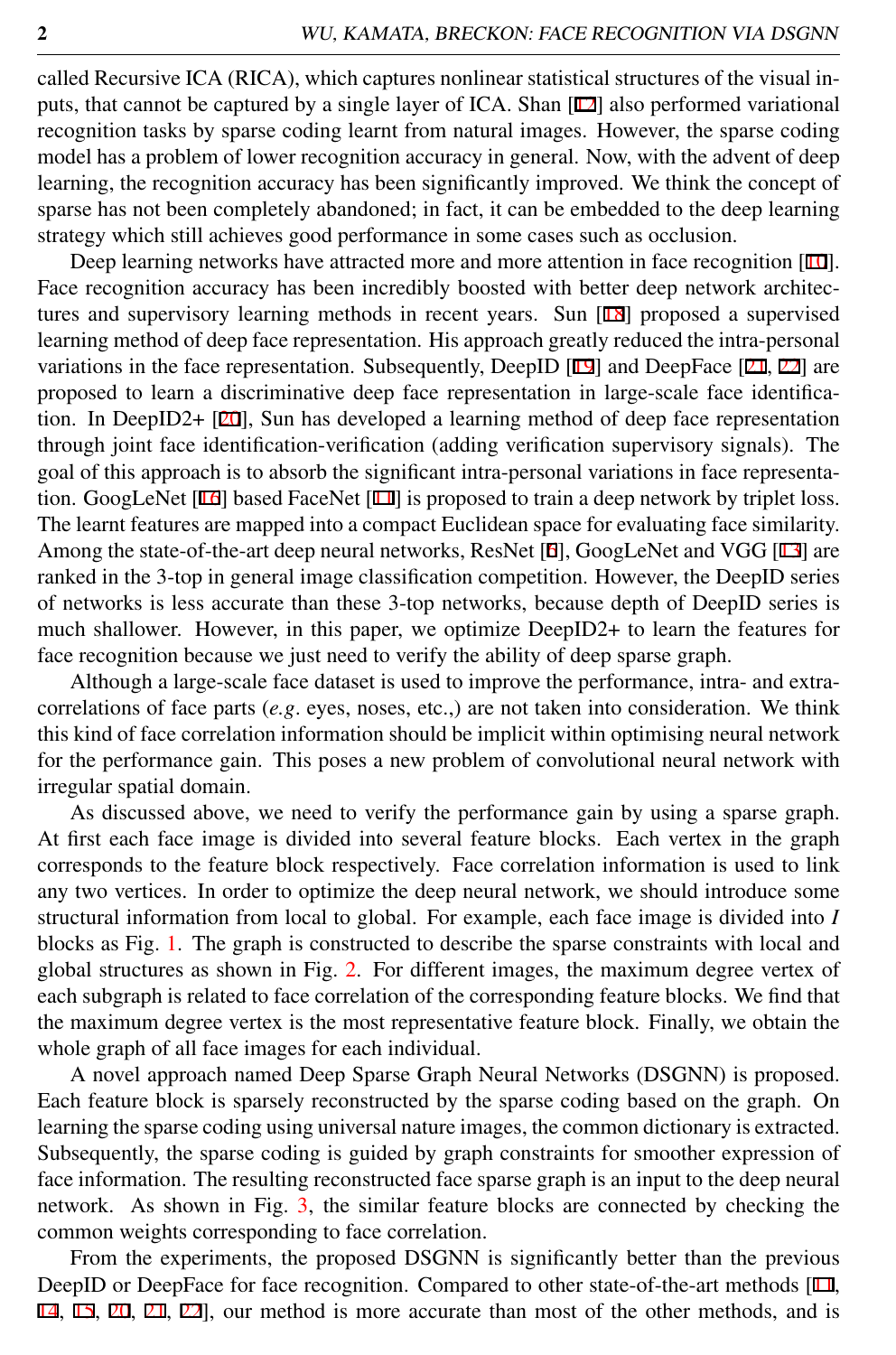called Recursive ICA (RICA), which captures nonlinear statistical structures of the visual inputs, that cannot be captured by a single layer of ICA. Shan [12] also performed variational recognition tasks by sparse coding learnt from natural images. However, the sparse coding model has a problem of lower recognition accuracy in general. Now, with the advent of deep learning, the recognition accuracy has been significantly improved. We think the concept of sparse has not been completely abandoned; in fact, it can be embedded to the deep learning strategy which still achieves good performance in some cases such as occlusion.

Deep learning networks have attracted more and more attention in face recognition [10]. Face recognition accuracy has been incredibly boosted with better deep network architectures and supervisory learning methods in recent years. Sun [18] proposed a supervised learning method of deep face representation. His approach greatly reduced the intra-personal variations in the face representation. Subsequently, DeepID [19] and DeepFace [21, 22] are proposed to learn a discriminative deep face representation in large-scale face identification. In DeepID2+ [20], Sun has developed a learning method of deep face representation through joint face identification-verification (adding verification supervisory signals). The goal of this approach is to absorb the significant intra-personal variations in face representation. GoogLeNet [16] based FaceNet [11] is proposed to train a deep network by triplet loss. The learnt features are mapped into a compact Euclidean space for evaluating face similarity. Among the state-of-the-art deep neural networks, ResNet [6], GoogLeNet and VGG [13] are ranked in the 3-top in general image classification competition. However, the DeepID series of networks is less accurate than these 3-top networks, because depth of DeepID series is much shallower. However, in this paper, we optimize DeepID2+ to learn the features for face recognition because we just need to verify the ability of deep sparse graph.

Although a large-scale face dataset is used to improve the performance, intra- and extra-correlations of face parts (*e.g.* eyes, noses, etc.,) are not taken into consideration. We think this kind of face correlation information should be implicit within optimising neural network for the performance gain. This poses a new problem of convolutional neural network with irregular spatial domain.

As discussed above, we need to verify the performance gain by using a sparse graph. At first each face image is divided into several feature blocks. Each vertex in the graph corresponds to the feature block respectively. Face correlation information is used to link any two vertices. In order to optimize the deep neural network, we should introduce some structural information from local to global. For example, each face image is divided into $I$ blocks as Fig. 1. The graph is constructed to describe the sparse constraints with local and global structures as shown in Fig. 2. For different images, the maximum degree vertex of each subgraph is related to face correlation of the corresponding feature blocks. We find that the maximum degree vertex is the most representative feature block. Finally, we obtain the whole graph of all face images for each individual.

A novel approach named Deep Sparse Graph Neural Networks (DSGNN) is proposed. Each feature block is sparsely reconstructed by the sparse coding based on the graph. On learning the sparse coding using universal nature images, the common dictionary is extracted. Subsequently, the sparse coding is guided by graph constraints for smoother expression of face information. The resulting reconstructed face sparse graph is an input to the deep neural network. As shown in Fig. 3, the similar feature blocks are connected by checking the common weights corresponding to face correlation.

From the experiments, the proposed DSGNN is significantly better than the previous DeepID or DeepFace for face recognition. Compared to other state-of-the-art methods [11, 14, 15, 20, 21, 22], our method is more accurate than most of the other methods, and is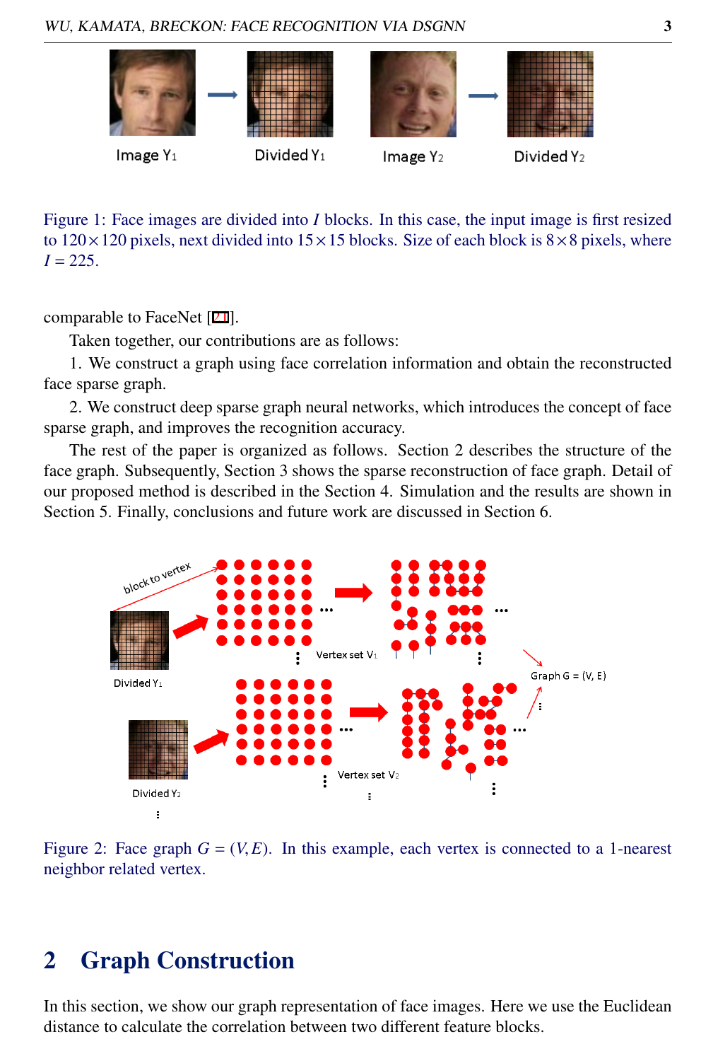Figure 1: Face images are divided into $I$ blocks. In this case, the input image is first resized to $120 \times 120$ pixels, next divided into $15 \times 15$ blocks. Size of each block is $8 \times 8$ pixels, where $I = 225$.

comparable to FaceNet [21].

Taken together, our contributions are as follows:

1. We construct a graph using face correlation information and obtain the reconstructed face sparse graph.

2. We construct deep sparse graph neural networks, which introduces the concept of face sparse graph, and improves the recognition accuracy.

The rest of the paper is organized as follows. Section 2 describes the structure of the face graph. Subsequently, Section 3 shows the sparse reconstruction of face graph. Detail of our proposed method is described in the Section 4. Simulation and the results are shown in Section 5. Finally, conclusions and future work are discussed in Section 6.

Figure 2: Face graph $G = (V, E)$. In this example, each vertex is connected to a 1-nearest neighbor related vertex.

## 2 Graph Construction

In this section, we show our graph representation of face images. Here we use the Euclidean distance to calculate the correlation between two different feature blocks.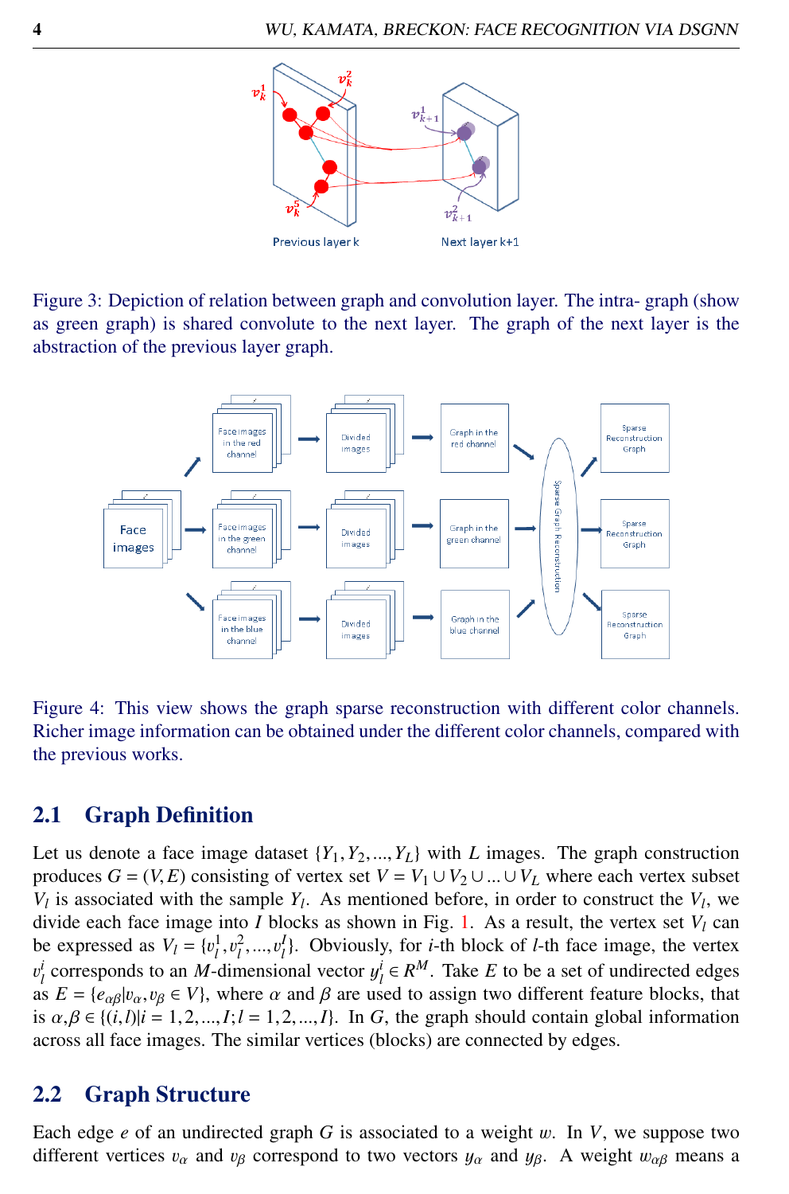Figure 3: Depiction of relation between graph and convolution layer. The intra- graph (show as green graph) is shared convolute to the next layer. The graph of the next layer is the abstraction of the previous layer graph.

Figure 4: This view shows the graph sparse reconstruction with different color channels. Richer image information can be obtained under the different color channels, compared with the previous works.

## 2.1 Graph Definition

Let us denote a face image dataset $\{Y_1, Y_2, ..., Y_L\}$ with $L$ images. The graph construction produces $G = (V, E)$ consisting of vertex set $V = V_1 \cup V_2 \cup ... \cup V_L$ where each vertex subset $V_l$ is associated with the sample $Y_l$. As mentioned before, in order to construct the $V_l$, we divide each face image into $I$ blocks as shown in Fig. 1. As a result, the vertex set $V_l$ can be expressed as $V_l = \{v_l^1, v_l^2, ..., v_l^I\}$. Obviously, for $i$-th block of $l$-th face image, the vertex $v_l^i$ corresponds to an $M$-dimensional vector $y_l^i \in R^M$. Take $E$ to be a set of undirected edges as $E = \{e_{\alpha\beta} | v_\alpha, v_\beta \in V\}$, where $\alpha$ and $\beta$ are used to assign two different feature blocks, that is $\alpha, \beta \in \{(i,l) | i = 1, 2, ..., I; l = 1, 2, ..., I\}$. In $G$, the graph should contain global information across all face images. The similar vertices (blocks) are connected by edges.

## 2.2 Graph Structure

Each edge $e$ of an undirected graph $G$ is associated to a weight $w$. In $V$, we suppose two different vertices $v_\alpha$ and $v_\beta$ correspond to two vectors $y_\alpha$ and $y_\beta$. A weight $w_{\alpha\beta}$ means a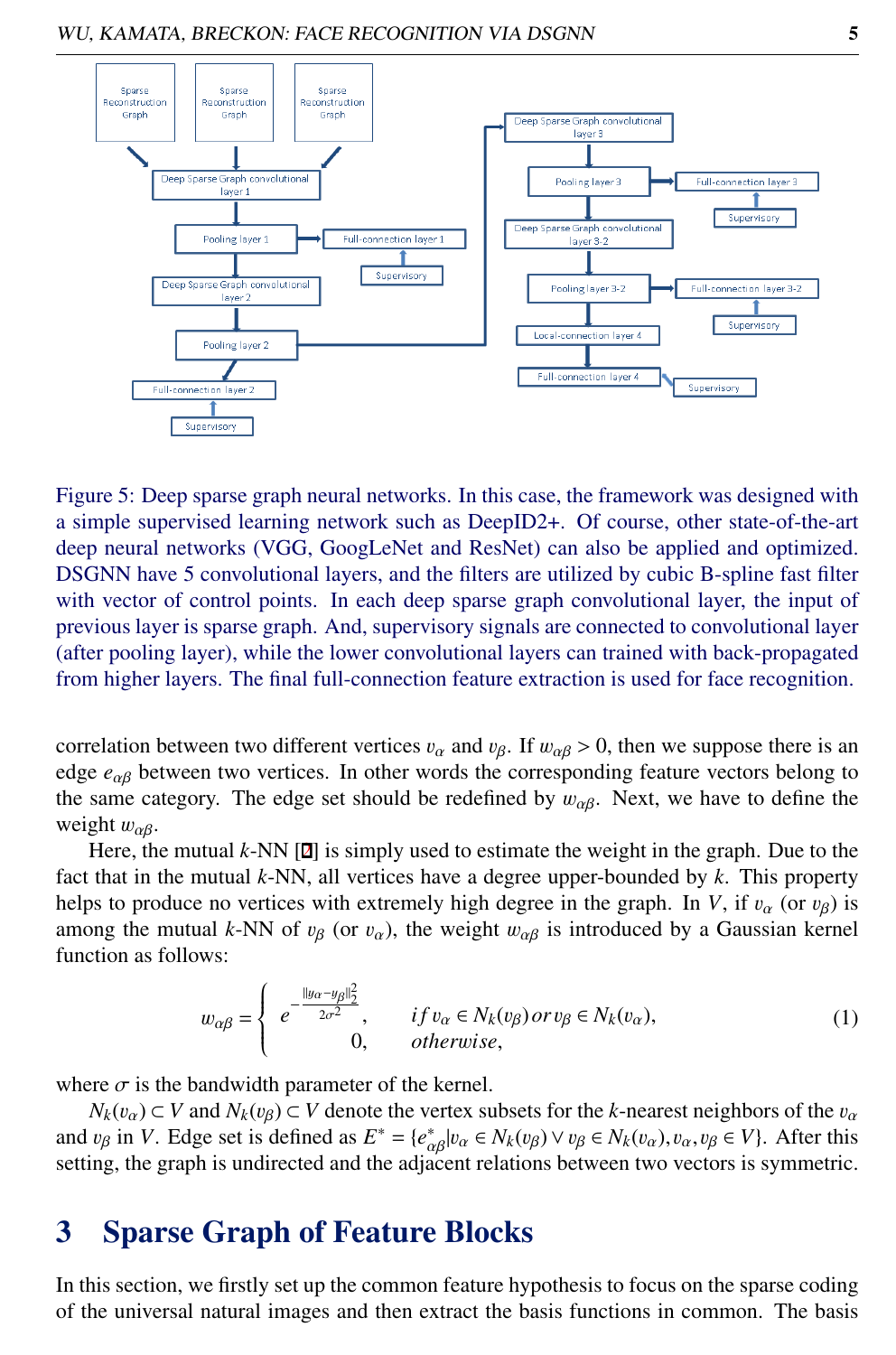Figure 5: Deep sparse graph neural networks. In this case, the framework was designed with a simple supervised learning network such as DeepID2+. Of course, other state-of-the-art deep neural networks (VGG, GoogLeNet and ResNet) can also be applied and optimized. DSGNN have 5 convolutional layers, and the filters are utilized by cubic B-spline fast filter with vector of control points. In each deep sparse graph convolutional layer, the input of previous layer is sparse graph. And, supervisory signals are connected to convolutional layer (after pooling layer), while the lower convolutional layers can trained with back-propagated from higher layers. The final full-connection feature extraction is used for face recognition.

correlation between two different vertices $v_\alpha$ and $v_\beta$. If $w_{\alpha\beta} > 0$, then we suppose there is an edge $e_{\alpha\beta}$ between two vertices. In other words the corresponding feature vectors belong to the same category. The edge set should be redefined by $w_{\alpha\beta}$. Next, we have to define the weight $w_{\alpha\beta}$.

Here, the mutual $k$-NN [2] is simply used to estimate the weight in the graph. Due to the fact that in the mutual $k$-NN, all vertices have a degree upper-bounded by $k$. This property helps to produce no vertices with extremely high degree in the graph. In $V$, if $v_\alpha$ (or $v_\beta$) is among the mutual $k$-NN of $v_\beta$ (or $v_\alpha$), the weight $w_{\alpha\beta}$ is introduced by a Gaussian kernel function as follows:

$$w_{\alpha\beta} = \begin{cases} e^{-\frac{\|y_\alpha - y_\beta\|_2^2}{2\sigma^2}}, & if\, v_\alpha \in N_k(v_\beta)\, or\, v_\beta \in N_k(v_\alpha), \\ 0, & otherwise, \end{cases} \tag{1}$$

where $\sigma$ is the bandwidth parameter of the kernel.

$N_k(v_\alpha) \subset V$ and $N_k(v_\beta) \subset V$ denote the vertex subsets for the $k$-nearest neighbors of the $v_\alpha$ and $v_\beta$ in $V$. Edge set is defined as $E^* = \{e^*_{\alpha\beta} | v_\alpha \in N_k(v_\beta) \vee v_\beta \in N_k(v_\alpha), v_\alpha, v_\beta \in V\}$. After this setting, the graph is undirected and the adjacent relations between two vectors is symmetric.

# 3 Sparse Graph of Feature Blocks

In this section, we firstly set up the common feature hypothesis to focus on the sparse coding of the universal natural images and then extract the basis functions in common. The basis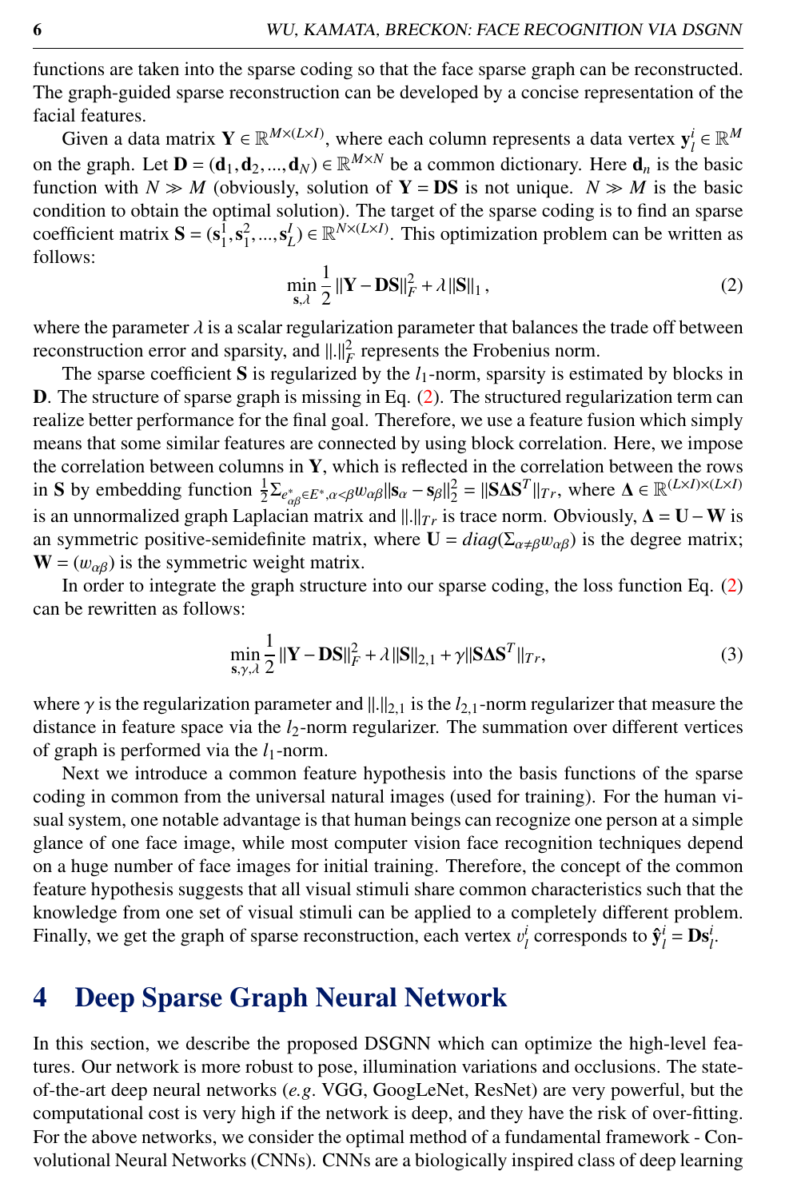functions are taken into the sparse coding so that the face sparse graph can be reconstructed. The graph-guided sparse reconstruction can be developed by a concise representation of the facial features.

Given a data matrix $\mathbf{Y} \in \mathbb{R}^{M\times(L\times I)}$, where each column represents a data vertex $\mathbf{y}_l^i \in \mathbb{R}^M$ on the graph. Let $\mathbf{D} = (\mathbf{d}_1, \mathbf{d}_2, ..., \mathbf{d}_N) \in \mathbb{R}^{M\times N}$ be a common dictionary. Here $\mathbf{d}_n$ is the basic function with $N \gg M$ (obviously, solution of $\mathbf{Y} = \mathbf{DS}$ is not unique. $N \gg M$ is the basic condition to obtain the optimal solution). The target of the sparse coding is to find an sparse coefficient matrix $\mathbf{S} = (\mathbf{s}_1^1, \mathbf{s}_1^2, ..., \mathbf{s}_L^I) \in \mathbb{R}^{N\times(L\times I)}$. This optimization problem can be written as follows:

$$\min_{\mathbf{s},\lambda} \frac{1}{2}\|\mathbf{Y} - \mathbf{DS}\|_F^2 + \lambda\|\mathbf{S}\|_1, \tag{2}$$

where the parameter $\lambda$ is a scalar regularization parameter that balances the trade off between reconstruction error and sparsity, and $\|.\|_F^2$ represents the Frobenius norm.

The sparse coefficient $\mathbf{S}$ is regularized by the $l_1$-norm, sparsity is estimated by blocks in $\mathbf{D}$. The structure of sparse graph is missing in Eq. (2). The structured regularization term can realize better performance for the final goal. Therefore, we use a feature fusion which simply means that some similar features are connected by using block correlation. Here, we impose the correlation between columns in $\mathbf{Y}$, which is reflected in the correlation between the rows in $\mathbf{S}$ by embedding function $\frac{1}{2}\Sigma_{e^*_{\alpha\beta}\in E^*, \alpha<\beta} w_{\alpha\beta}\|\mathbf{s}_\alpha - \mathbf{s}_\beta\|_2^2 = \|\mathbf{S}\mathbf{\Delta}\mathbf{S}^T\|_{Tr}$, where $\mathbf{\Delta} \in \mathbb{R}^{(L\times I)\times(L\times I)}$ is an unnormalized graph Laplacian matrix and $\|.\|_{Tr}$ is trace norm. Obviously, $\mathbf{\Delta} = \mathbf{U} - \mathbf{W}$ is an symmetric positive-semidefinite matrix, where $\mathbf{U} = diag(\Sigma_{\alpha\neq\beta} w_{\alpha\beta})$ is the degree matrix; $\mathbf{W} = (w_{\alpha\beta})$ is the symmetric weight matrix.

In order to integrate the graph structure into our sparse coding, the loss function Eq. (2) can be rewritten as follows:

$$\min_{\mathbf{s},\gamma,\lambda} \frac{1}{2}\|\mathbf{Y} - \mathbf{DS}\|_F^2 + \lambda\|\mathbf{S}\|_{2,1} + \gamma\|\mathbf{S}\mathbf{\Delta}\mathbf{S}^T\|_{Tr}, \tag{3}$$

where $\gamma$ is the regularization parameter and $\|.\|_{2,1}$ is the $l_{2,1}$-norm regularizer that measure the distance in feature space via the $l_2$-norm regularizer. The summation over different vertices of graph is performed via the $l_1$-norm.

Next we introduce a common feature hypothesis into the basis functions of the sparse coding in common from the universal natural images (used for training). For the human visual system, one notable advantage is that human beings can recognize one person at a simple glance of one face image, while most computer vision face recognition techniques depend on a huge number of face images for initial training. Therefore, the concept of the common feature hypothesis suggests that all visual stimuli share common characteristics such that the knowledge from one set of visual stimuli can be applied to a completely different problem. Finally, we get the graph of sparse reconstruction, each vertex $v_l^i$ corresponds to $\hat{\mathbf{y}}_l^i = \mathbf{D}\mathbf{s}_l^i$.

# 4 Deep Sparse Graph Neural Network

In this section, we describe the proposed DSGNN which can optimize the high-level features. Our network is more robust to pose, illumination variations and occlusions. The state-of-the-art deep neural networks (*e.g.* VGG, GoogLeNet, ResNet) are very powerful, but the computational cost is very high if the network is deep, and they have the risk of over-fitting. For the above networks, we consider the optimal method of a fundamental framework - Convolutional Neural Networks (CNNs). CNNs are a biologically inspired class of deep learning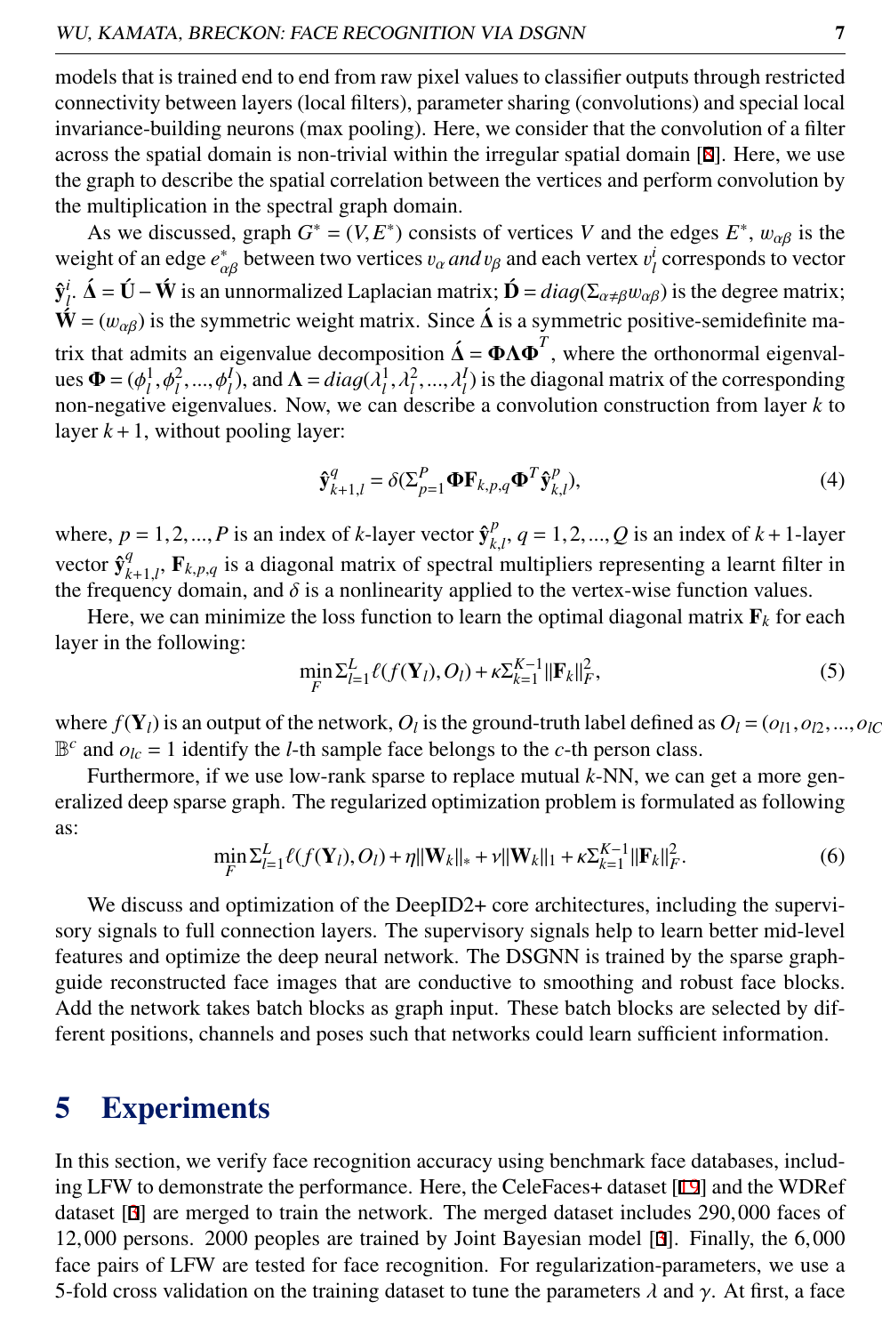models that is trained end to end from raw pixel values to classifier outputs through restricted connectivity between layers (local filters), parameter sharing (convolutions) and special local invariance-building neurons (max pooling). Here, we consider that the convolution of a filter across the spatial domain is non-trivial within the irregular spatial domain [8]. Here, we use the graph to describe the spatial correlation between the vertices and perform convolution by the multiplication in the spectral graph domain.

As we discussed, graph $G^* = (V, E^*)$ consists of vertices $V$ and the edges $E^*$, $w_{\alpha\beta}$ is the weight of an edge $e^*_{\alpha\beta}$ between two vertices $v_\alpha$ *and* $v_\beta$ and each vertex $v^i_l$ corresponds to vector $\hat{\mathbf{y}}^i_l$. $\acute{\mathbf{\Delta}} = \acute{\mathbf{U}} - \acute{\mathbf{W}}$ is an unnormalized Laplacian matrix; $\acute{\mathbf{D}} = diag(\Sigma_{\alpha\neq\beta} w_{\alpha\beta})$ is the degree matrix; $\acute{\mathbf{W}} = (w_{\alpha\beta})$ is the symmetric weight matrix. Since $\acute{\mathbf{\Delta}}$ is a symmetric positive-semidefinite matrix that admits an eigenvalue decomposition $\acute{\mathbf{\Delta}} = \mathbf{\Phi}\mathbf{\Lambda}\mathbf{\Phi}^T$, where the orthonormal eigenvalues $\mathbf{\Phi} = (\phi^1_l, \phi^2_l, ..., \phi^I_l)$, and $\mathbf{\Lambda} = diag(\lambda^1_l, \lambda^2_l, ..., \lambda^I_l)$ is the diagonal matrix of the corresponding non-negative eigenvalues. Now, we can describe a convolution construction from layer $k$ to layer $k+1$, without pooling layer:

$$\hat{\mathbf{y}}^q_{k+1,l} = \delta(\Sigma^P_{p=1} \mathbf{\Phi}\mathbf{F}_{k,p,q}\mathbf{\Phi}^T \hat{\mathbf{y}}^p_{k,l}), \tag{4}$$

where, $p = 1, 2, ..., P$ is an index of $k$-layer vector $\hat{\mathbf{y}}^p_{k,l}$, $q = 1, 2, ..., Q$ is an index of $k+1$-layer vector $\hat{\mathbf{y}}^q_{k+1,l}$, $\mathbf{F}_{k,p,q}$ is a diagonal matrix of spectral multipliers representing a learnt filter in the frequency domain, and $\delta$ is a nonlinearity applied to the vertex-wise function values.

Here, we can minimize the loss function to learn the optimal diagonal matrix $\mathbf{F}_k$ for each layer in the following:

$$\min_F \Sigma^L_{l=1} \ell(f(\mathbf{Y}_l), O_l) + \kappa \Sigma^{K-1}_{k=1} ||\mathbf{F}_k||^2_F, \tag{5}$$

where $f(\mathbf{Y}_l)$ is an output of the network, $O_l$ is the ground-truth label defined as $O_l = (o_{l1}, o_{l2}, ..., o_{lC}$ $\mathbb{B}^c$ and $o_{lc} = 1$ identify the $l$-th sample face belongs to the $c$-th person class.

Furthermore, if we use low-rank sparse to replace mutual $k$-NN, we can get a more generalized deep sparse graph. The regularized optimization problem is formulated as following as:

$$\min_F \Sigma^L_{l=1} \ell(f(\mathbf{Y}_l), O_l) + \eta ||\mathbf{W}_k||_* + \nu ||\mathbf{W}_k||_1 + \kappa \Sigma^{K-1}_{k=1} ||\mathbf{F}_k||^2_F. \tag{6}$$

We discuss and optimization of the DeepID2+ core architectures, including the supervisory signals to full connection layers. The supervisory signals help to learn better mid-level features and optimize the deep neural network. The DSGNN is trained by the sparse graph-guide reconstructed face images that are conductive to smoothing and robust face blocks. Add the network takes batch blocks as graph input. These batch blocks are selected by different positions, channels and poses such that networks could learn sufficient information.

# 5 Experiments

In this section, we verify face recognition accuracy using benchmark face databases, including LFW to demonstrate the performance. Here, the CeleFaces+ dataset [19] and the WDRef dataset [3] are merged to train the network. The merged dataset includes 290,000 faces of 12,000 persons. 2000 peoples are trained by Joint Bayesian model [3]. Finally, the 6,000 face pairs of LFW are tested for face recognition. For regularization-parameters, we use a 5-fold cross validation on the training dataset to tune the parameters $\lambda$ and $\gamma$. At first, a face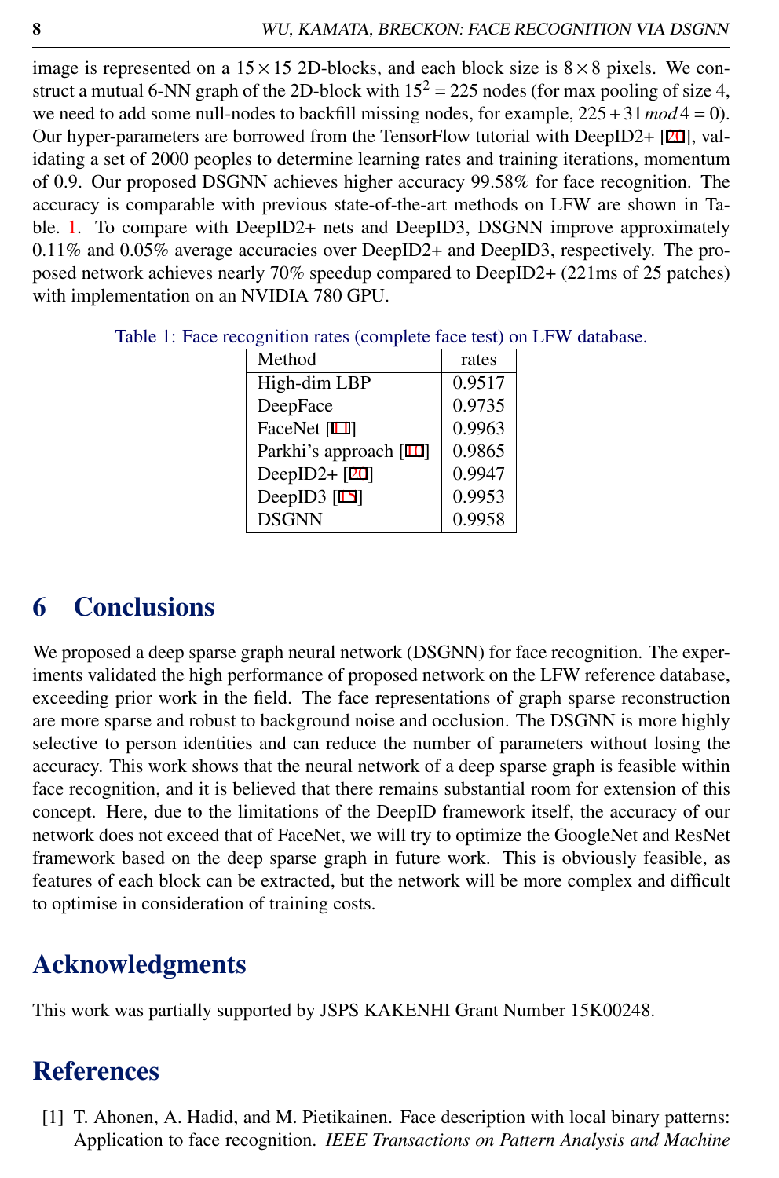image is represented on a $15 \times 15$ 2D-blocks, and each block size is $8 \times 8$ pixels. We construct a mutual 6-NN graph of the 2D-block with $15^2 = 225$ nodes (for max pooling of size 4, we need to add some null-nodes to backfill missing nodes, for example, $225 + 31\, mod\, 4 = 0$). Our hyper-parameters are borrowed from the TensorFlow tutorial with DeepID2+ [20], validating a set of 2000 peoples to determine learning rates and training iterations, momentum of 0.9. Our proposed DSGNN achieves higher accuracy 99.58% for face recognition. The accuracy is comparable with previous state-of-the-art methods on LFW are shown in Table. 1. To compare with DeepID2+ nets and DeepID3, DSGNN improve approximately 0.11% and 0.05% average accuracies over DeepID2+ and DeepID3, respectively. The proposed network achieves nearly 70% speedup compared to DeepID2+ (221ms of 25 patches) with implementation on an NVIDIA 780 GPU.

Table 1: Face recognition rates (complete face test) on LFW database.

| Method | rates |
|---|---|
| High-dim LBP | 0.9517 |
| DeepFace | 0.9735 |
| FaceNet [11] | 0.9963 |
| Parkhi's approach [10] | 0.9865 |
| DeepID2+ [20] | 0.9947 |
| DeepID3 [15] | 0.9953 |
| DSGNN | 0.9958 |

# 6 Conclusions

We proposed a deep sparse graph neural network (DSGNN) for face recognition. The experiments validated the high performance of proposed network on the LFW reference database, exceeding prior work in the field. The face representations of graph sparse reconstruction are more sparse and robust to background noise and occlusion. The DSGNN is more highly selective to person identities and can reduce the number of parameters without losing the accuracy. This work shows that the neural network of a deep sparse graph is feasible within face recognition, and it is believed that there remains substantial room for extension of this concept. Here, due to the limitations of the DeepID framework itself, the accuracy of our network does not exceed that of FaceNet, we will try to optimize the GoogleNet and ResNet framework based on the deep sparse graph in future work. This is obviously feasible, as features of each block can be extracted, but the network will be more complex and difficult to optimise in consideration of training costs.

# Acknowledgments

This work was partially supported by JSPS KAKENHI Grant Number 15K00248.

# References

[1] T. Ahonen, A. Hadid, and M. Pietikainen. Face description with local binary patterns: Application to face recognition. *IEEE Transactions on Pattern Analysis and Machine*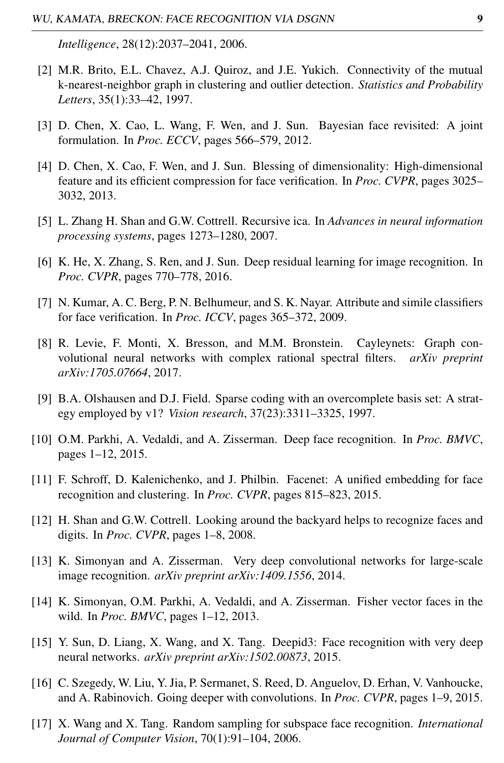*Intelligence*, 28(12):2037–2041, 2006.

[2] M.R. Brito, E.L. Chavez, A.J. Quiroz, and J.E. Yukich. Connectivity of the mutual k-nearest-neighbor graph in clustering and outlier detection. *Statistics and Probability Letters*, 35(1):33–42, 1997.

[3] D. Chen, X. Cao, L. Wang, F. Wen, and J. Sun. Bayesian face revisited: A joint formulation. In *Proc. ECCV*, pages 566–579, 2012.

[4] D. Chen, X. Cao, F. Wen, and J. Sun. Blessing of dimensionality: High-dimensional feature and its efficient compression for face verification. In *Proc. CVPR*, pages 3025–3032, 2013.

[5] L. Zhang H. Shan and G.W. Cottrell. Recursive ica. In *Advances in neural information processing systems*, pages 1273–1280, 2007.

[6] K. He, X. Zhang, S. Ren, and J. Sun. Deep residual learning for image recognition. In *Proc. CVPR*, pages 770–778, 2016.

[7] N. Kumar, A. C. Berg, P. N. Belhumeur, and S. K. Nayar. Attribute and simile classifiers for face verification. In *Proc. ICCV*, pages 365–372, 2009.

[8] R. Levie, F. Monti, X. Bresson, and M.M. Bronstein. Cayleynets: Graph convolutional neural networks with complex rational spectral filters. *arXiv preprint arXiv:1705.07664*, 2017.

[9] B.A. Olshausen and D.J. Field. Sparse coding with an overcomplete basis set: A strategy employed by v1? *Vision research*, 37(23):3311–3325, 1997.

[10] O.M. Parkhi, A. Vedaldi, and A. Zisserman. Deep face recognition. In *Proc. BMVC*, pages 1–12, 2015.

[11] F. Schroff, D. Kalenichenko, and J. Philbin. Facenet: A unified embedding for face recognition and clustering. In *Proc. CVPR*, pages 815–823, 2015.

[12] H. Shan and G.W. Cottrell. Looking around the backyard helps to recognize faces and digits. In *Proc. CVPR*, pages 1–8, 2008.

[13] K. Simonyan and A. Zisserman. Very deep convolutional networks for large-scale image recognition. *arXiv preprint arXiv:1409.1556*, 2014.

[14] K. Simonyan, O.M. Parkhi, A. Vedaldi, and A. Zisserman. Fisher vector faces in the wild. In *Proc. BMVC*, pages 1–12, 2013.

[15] Y. Sun, D. Liang, X. Wang, and X. Tang. Deepid3: Face recognition with very deep neural networks. *arXiv preprint arXiv:1502.00873*, 2015.

[16] C. Szegedy, W. Liu, Y. Jia, P. Sermanet, S. Reed, D. Anguelov, D. Erhan, V. Vanhoucke, and A. Rabinovich. Going deeper with convolutions. In *Proc. CVPR*, pages 1–9, 2015.

[17] X. Wang and X. Tang. Random sampling for subspace face recognition. *International Journal of Computer Vision*, 70(1):91–104, 2006.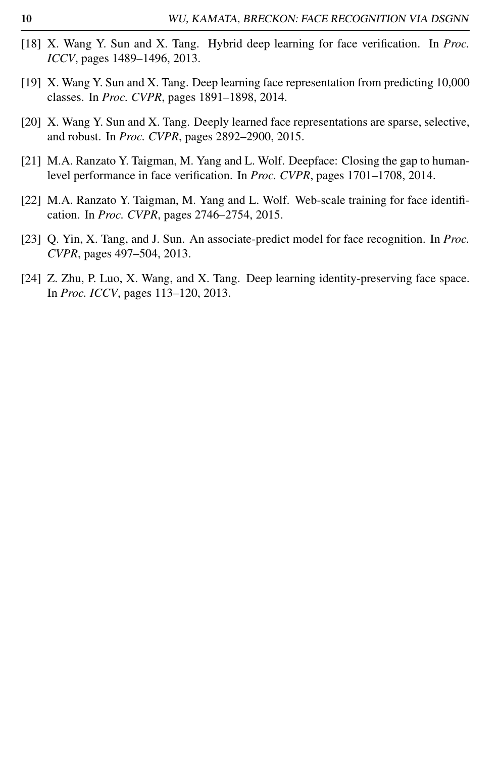[18] X. Wang Y. Sun and X. Tang. Hybrid deep learning for face verification. In *Proc. ICCV*, pages 1489–1496, 2013.

[19] X. Wang Y. Sun and X. Tang. Deep learning face representation from predicting 10,000 classes. In *Proc. CVPR*, pages 1891–1898, 2014.

[20] X. Wang Y. Sun and X. Tang. Deeply learned face representations are sparse, selective, and robust. In *Proc. CVPR*, pages 2892–2900, 2015.

[21] M.A. Ranzato Y. Taigman, M. Yang and L. Wolf. Deepface: Closing the gap to human-level performance in face verification. In *Proc. CVPR*, pages 1701–1708, 2014.

[22] M.A. Ranzato Y. Taigman, M. Yang and L. Wolf. Web-scale training for face identification. In *Proc. CVPR*, pages 2746–2754, 2015.

[23] Q. Yin, X. Tang, and J. Sun. An associate-predict model for face recognition. In *Proc. CVPR*, pages 497–504, 2013.

[24] Z. Zhu, P. Luo, X. Wang, and X. Tang. Deep learning identity-preserving face space. In *Proc. ICCV*, pages 113–120, 2013.